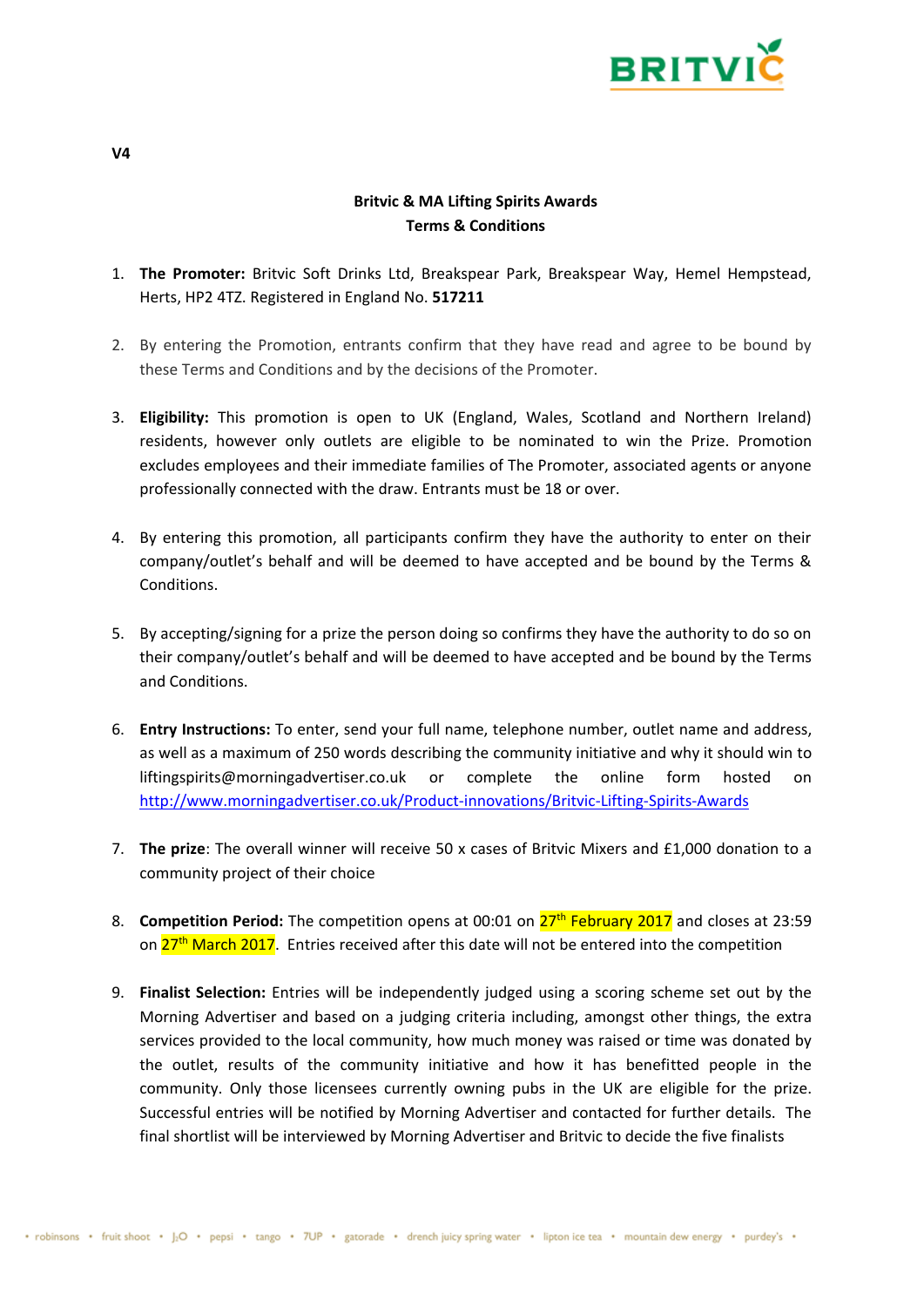**V4**

**Britvic & MA Lifting Spirits Awards**
**Terms & Conditions**

1. **The Promoter:** Britvic Soft Drinks Ltd, Breakspear Park, Breakspear Way, Hemel Hempstead, Herts, HP2 4TZ. Registered in England No. **517211**

2. By entering the Promotion, entrants confirm that they have read and agree to be bound by these Terms and Conditions and by the decisions of the Promoter.

3. **Eligibility:** This promotion is open to UK (England, Wales, Scotland and Northern Ireland) residents, however only outlets are eligible to be nominated to win the Prize. Promotion excludes employees and their immediate families of The Promoter, associated agents or anyone professionally connected with the draw. Entrants must be 18 or over.

4. By entering this promotion, all participants confirm they have the authority to enter on their company/outlet's behalf and will be deemed to have accepted and be bound by the Terms & Conditions.

5. By accepting/signing for a prize the person doing so confirms they have the authority to do so on their company/outlet's behalf and will be deemed to have accepted and be bound by the Terms and Conditions.

6. **Entry Instructions:** To enter, send your full name, telephone number, outlet name and address, as well as a maximum of 250 words describing the community initiative and why it should win to liftingspirits@morningadvertiser.co.uk or complete the online form hosted on http://www.morningadvertiser.co.uk/Product-innovations/Britvic-Lifting-Spirits-Awards

7. **The prize**: The overall winner will receive 50 x cases of Britvic Mixers and £1,000 donation to a community project of their choice

8. **Competition Period:** The competition opens at 00:01 on 27th February 2017 and closes at 23:59 on 27th March 2017. Entries received after this date will not be entered into the competition

9. **Finalist Selection:** Entries will be independently judged using a scoring scheme set out by the Morning Advertiser and based on a judging criteria including, amongst other things, the extra services provided to the local community, how much money was raised or time was donated by the outlet, results of the community initiative and how it has benefitted people in the community. Only those licensees currently owning pubs in the UK are eligible for the prize. Successful entries will be notified by Morning Advertiser and contacted for further details. The final shortlist will be interviewed by Morning Advertiser and Britvic to decide the five finalists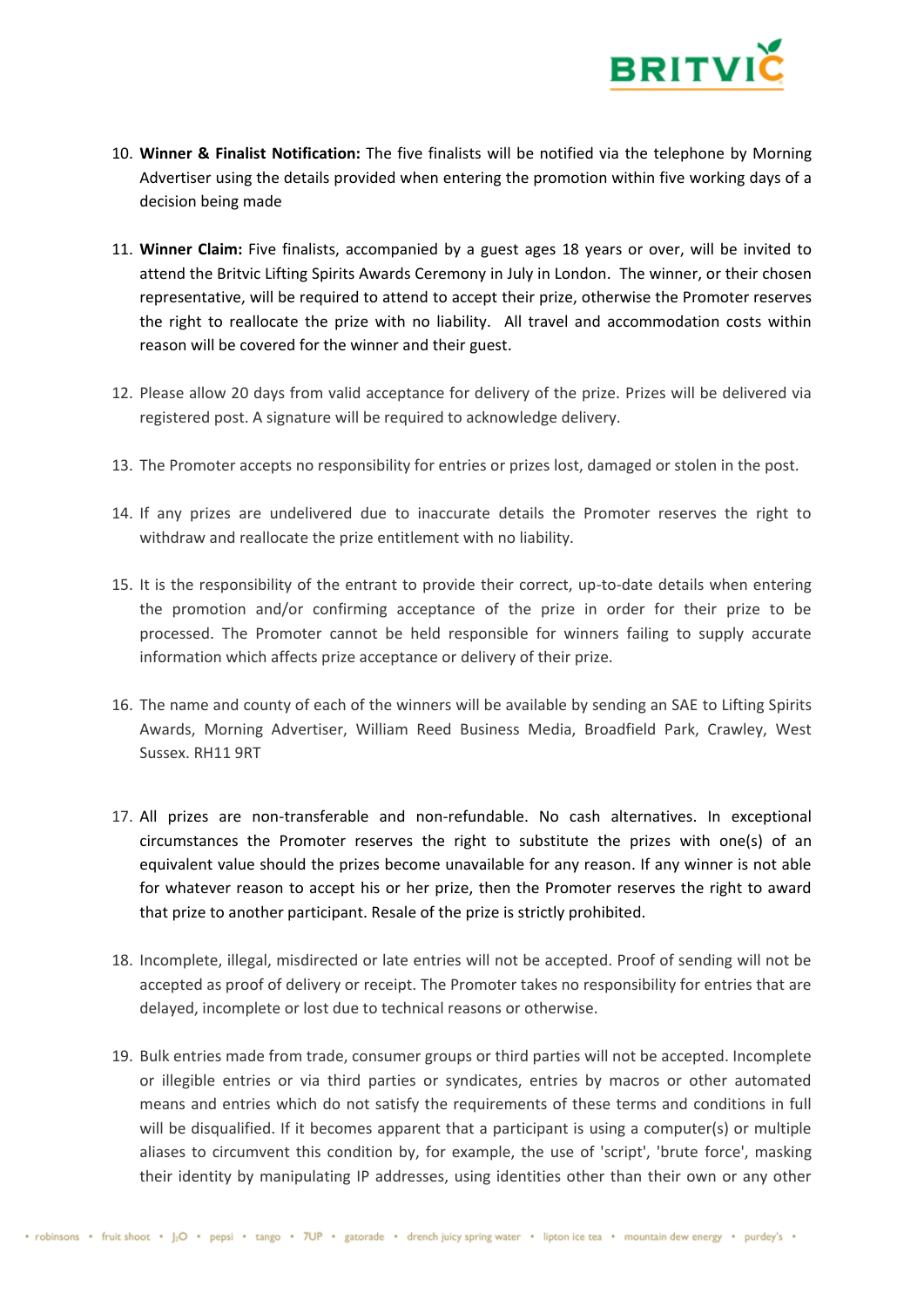10. **Winner & Finalist Notification:** The five finalists will be notified via the telephone by Morning Advertiser using the details provided when entering the promotion within five working days of a decision being made

11. **Winner Claim:** Five finalists, accompanied by a guest ages 18 years or over, will be invited to attend the Britvic Lifting Spirits Awards Ceremony in July in London. The winner, or their chosen representative, will be required to attend to accept their prize, otherwise the Promoter reserves the right to reallocate the prize with no liability. All travel and accommodation costs within reason will be covered for the winner and their guest.

12. Please allow 20 days from valid acceptance for delivery of the prize. Prizes will be delivered via registered post. A signature will be required to acknowledge delivery.

13. The Promoter accepts no responsibility for entries or prizes lost, damaged or stolen in the post.

14. If any prizes are undelivered due to inaccurate details the Promoter reserves the right to withdraw and reallocate the prize entitlement with no liability.

15. It is the responsibility of the entrant to provide their correct, up-to-date details when entering the promotion and/or confirming acceptance of the prize in order for their prize to be processed. The Promoter cannot be held responsible for winners failing to supply accurate information which affects prize acceptance or delivery of their prize.

16. The name and county of each of the winners will be available by sending an SAE to Lifting Spirits Awards, Morning Advertiser, William Reed Business Media, Broadfield Park, Crawley, West Sussex. RH11 9RT

17. All prizes are non-transferable and non-refundable. No cash alternatives. In exceptional circumstances the Promoter reserves the right to substitute the prizes with one(s) of an equivalent value should the prizes become unavailable for any reason. If any winner is not able for whatever reason to accept his or her prize, then the Promoter reserves the right to award that prize to another participant. Resale of the prize is strictly prohibited.

18. Incomplete, illegal, misdirected or late entries will not be accepted. Proof of sending will not be accepted as proof of delivery or receipt. The Promoter takes no responsibility for entries that are delayed, incomplete or lost due to technical reasons or otherwise.

19. Bulk entries made from trade, consumer groups or third parties will not be accepted. Incomplete or illegible entries or via third parties or syndicates, entries by macros or other automated means and entries which do not satisfy the requirements of these terms and conditions in full will be disqualified. If it becomes apparent that a participant is using a computer(s) or multiple aliases to circumvent this condition by, for example, the use of 'script', 'brute force', masking their identity by manipulating IP addresses, using identities other than their own or any other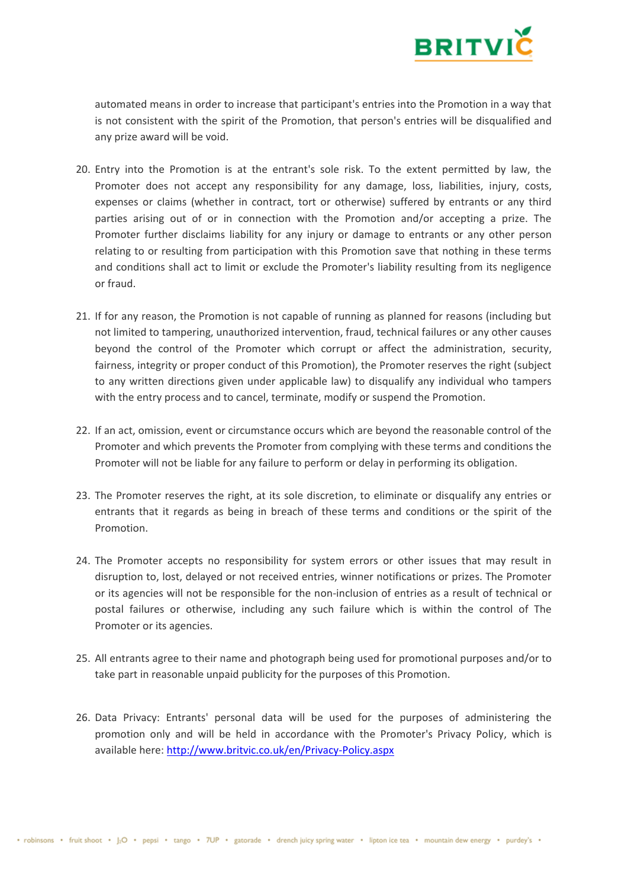automated means in order to increase that participant's entries into the Promotion in a way that is not consistent with the spirit of the Promotion, that person's entries will be disqualified and any prize award will be void.

20. Entry into the Promotion is at the entrant's sole risk. To the extent permitted by law, the Promoter does not accept any responsibility for any damage, loss, liabilities, injury, costs, expenses or claims (whether in contract, tort or otherwise) suffered by entrants or any third parties arising out of or in connection with the Promotion and/or accepting a prize. The Promoter further disclaims liability for any injury or damage to entrants or any other person relating to or resulting from participation with this Promotion save that nothing in these terms and conditions shall act to limit or exclude the Promoter's liability resulting from its negligence or fraud.

21. If for any reason, the Promotion is not capable of running as planned for reasons (including but not limited to tampering, unauthorized intervention, fraud, technical failures or any other causes beyond the control of the Promoter which corrupt or affect the administration, security, fairness, integrity or proper conduct of this Promotion), the Promoter reserves the right (subject to any written directions given under applicable law) to disqualify any individual who tampers with the entry process and to cancel, terminate, modify or suspend the Promotion.

22. If an act, omission, event or circumstance occurs which are beyond the reasonable control of the Promoter and which prevents the Promoter from complying with these terms and conditions the Promoter will not be liable for any failure to perform or delay in performing its obligation.

23. The Promoter reserves the right, at its sole discretion, to eliminate or disqualify any entries or entrants that it regards as being in breach of these terms and conditions or the spirit of the Promotion.

24. The Promoter accepts no responsibility for system errors or other issues that may result in disruption to, lost, delayed or not received entries, winner notifications or prizes. The Promoter or its agencies will not be responsible for the non-inclusion of entries as a result of technical or postal failures or otherwise, including any such failure which is within the control of The Promoter or its agencies.

25. All entrants agree to their name and photograph being used for promotional purposes and/or to take part in reasonable unpaid publicity for the purposes of this Promotion.

26. Data Privacy: Entrants' personal data will be used for the purposes of administering the promotion only and will be held in accordance with the Promoter's Privacy Policy, which is available here: [http://www.britvic.co.uk/en/Privacy-Policy.aspx](http://www.britvic.co.uk/en/Privacy-Policy.aspx)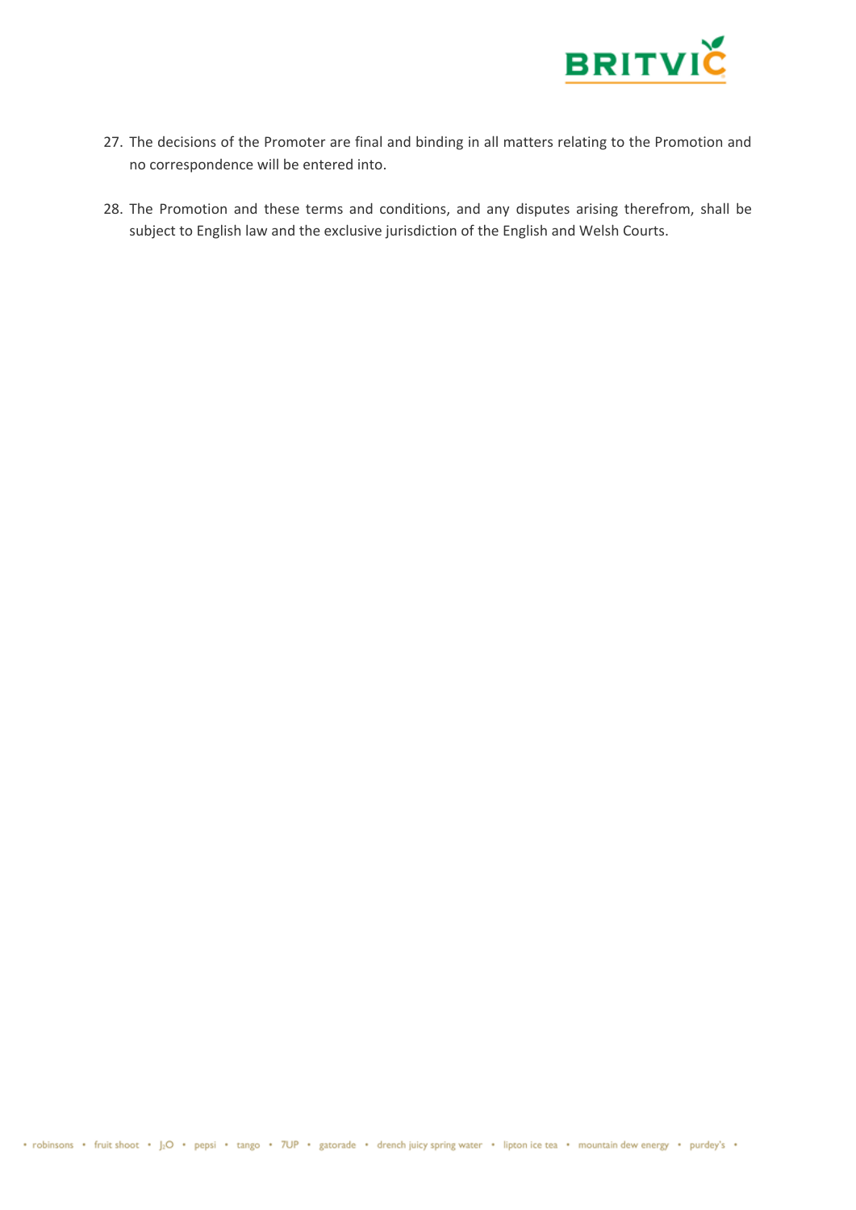27. The decisions of the Promoter are final and binding in all matters relating to the Promotion and no correspondence will be entered into.

28. The Promotion and these terms and conditions, and any disputes arising therefrom, shall be subject to English law and the exclusive jurisdiction of the English and Welsh Courts.